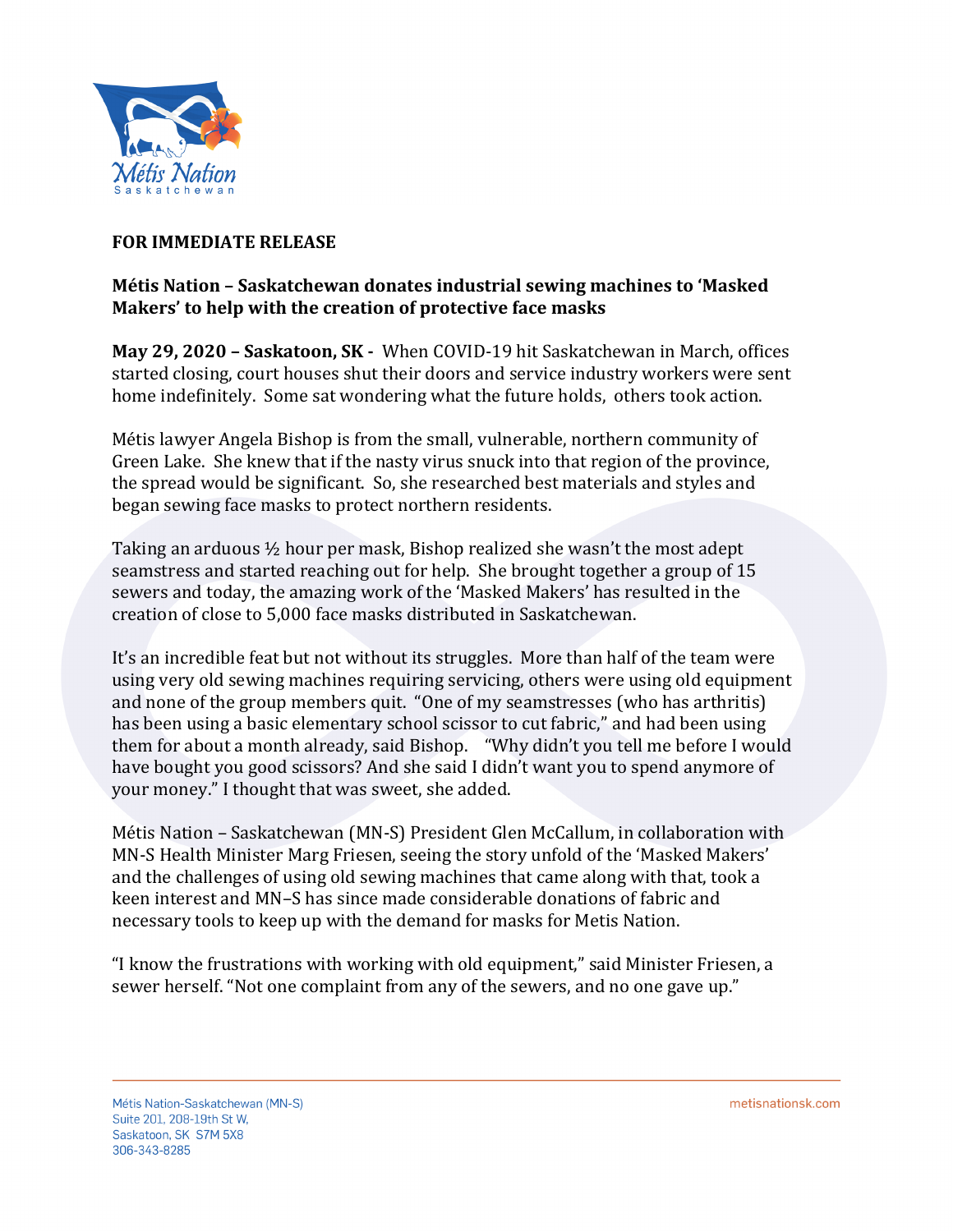**FOR IMMEDIATE RELEASE**

**Métis Nation – Saskatchewan donates industrial sewing machines to 'Masked Makers' to help with the creation of protective face masks**

**May 29, 2020 – Saskatoon, SK -** When COVID-19 hit Saskatchewan in March, offices started closing, court houses shut their doors and service industry workers were sent home indefinitely. Some sat wondering what the future holds, others took action.

Métis lawyer Angela Bishop is from the small, vulnerable, northern community of Green Lake. She knew that if the nasty virus snuck into that region of the province, the spread would be significant. So, she researched best materials and styles and began sewing face masks to protect northern residents.

Taking an arduous ½ hour per mask, Bishop realized she wasn't the most adept seamstress and started reaching out for help. She brought together a group of 15 sewers and today, the amazing work of the 'Masked Makers' has resulted in the creation of close to 5,000 face masks distributed in Saskatchewan.

It's an incredible feat but not without its struggles. More than half of the team were using very old sewing machines requiring servicing, others were using old equipment and none of the group members quit. "One of my seamstresses (who has arthritis) has been using a basic elementary school scissor to cut fabric," and had been using them for about a month already, said Bishop. "Why didn't you tell me before I would have bought you good scissors? And she said I didn't want you to spend anymore of your money." I thought that was sweet, she added.

Métis Nation – Saskatchewan (MN-S) President Glen McCallum, in collaboration with MN-S Health Minister Marg Friesen, seeing the story unfold of the 'Masked Makers' and the challenges of using old sewing machines that came along with that, took a keen interest and MN–S has since made considerable donations of fabric and necessary tools to keep up with the demand for masks for Metis Nation.

"I know the frustrations with working with old equipment," said Minister Friesen, a sewer herself. "Not one complaint from any of the sewers, and no one gave up."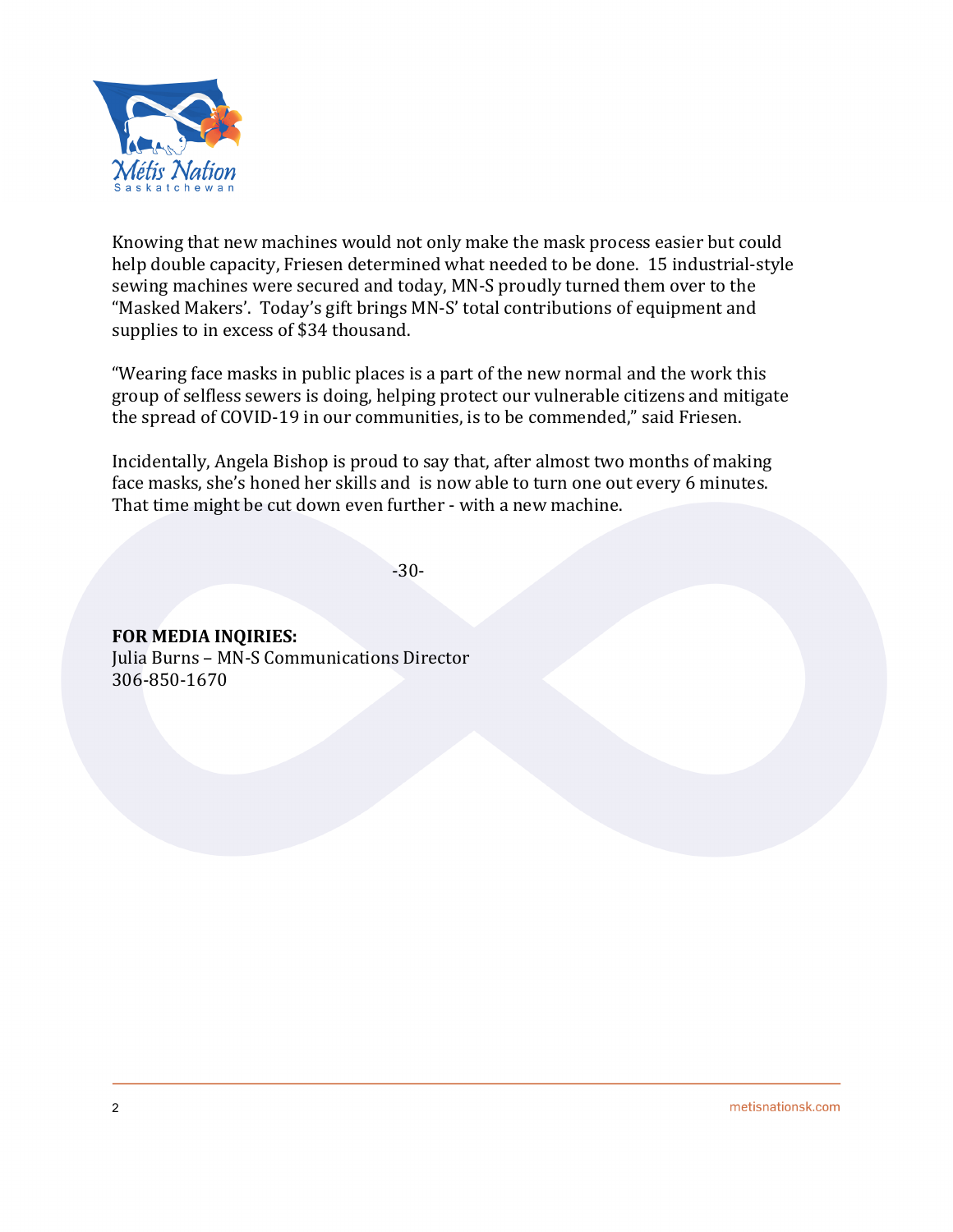Knowing that new machines would not only make the mask process easier but could help double capacity, Friesen determined what needed to be done.  15 industrial-style sewing machines were secured and today, MN-S proudly turned them over to the "Masked Makers'.  Today's gift brings MN-S' total contributions of equipment and supplies to in excess of $34 thousand.

"Wearing face masks in public places is a part of the new normal and the work this group of selfless sewers is doing, helping protect our vulnerable citizens and mitigate the spread of COVID-19 in our communities, is to be commended," said Friesen.

Incidentally, Angela Bishop is proud to say that, after almost two months of making face masks, she's honed her skills and  is now able to turn one out every 6 minutes. That time might be cut down even further - with a new machine.

-30-

**FOR MEDIA INQIRIES:**
Julia Burns – MN-S Communications Director
306-850-1670